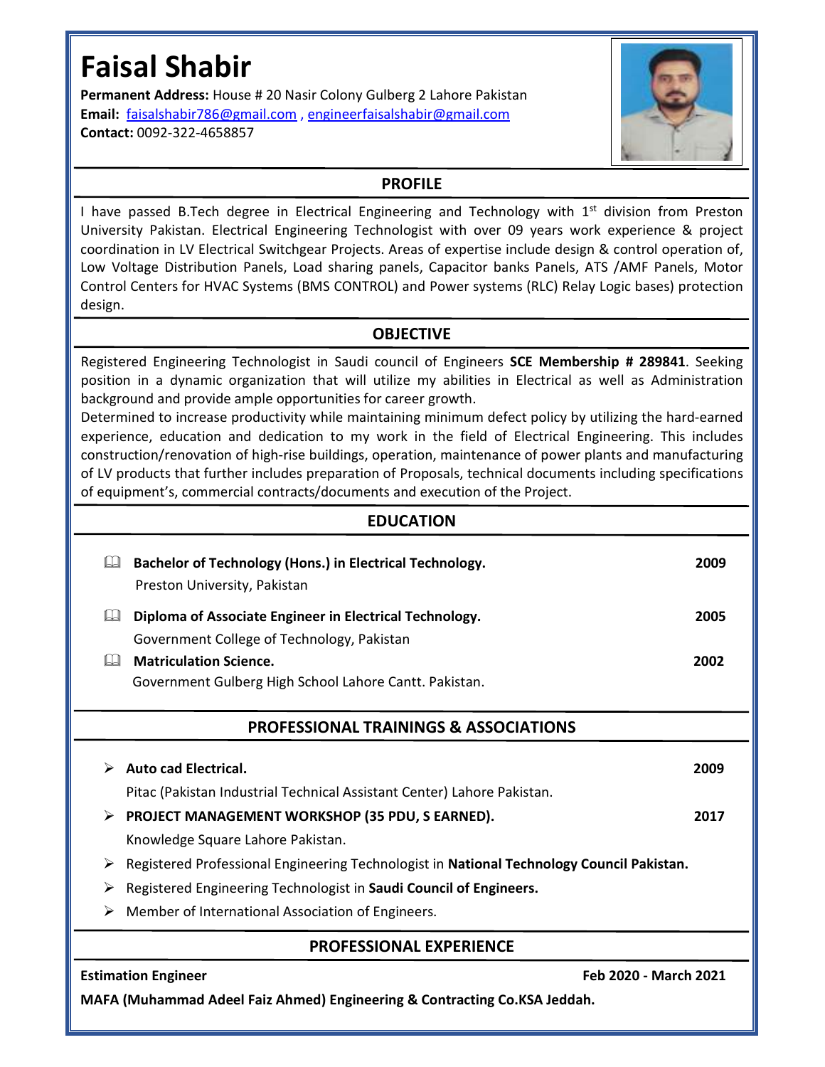# Faisal Shabir

**Permanent Address:** House # 20 Nasir Colony Gulberg 2 Lahore Pakistan
**Email:** faisalshabir786@gmail.com , engineerfaisalshabir@gmail.com
**Contact:** 0092-322-4658857

## PROFILE

I have passed B.Tech degree in Electrical Engineering and Technology with 1st division from Preston University Pakistan. Electrical Engineering Technologist with over 09 years work experience & project coordination in LV Electrical Switchgear Projects. Areas of expertise include design & control operation of, Low Voltage Distribution Panels, Load sharing panels, Capacitor banks Panels, ATS /AMF Panels, Motor Control Centers for HVAC Systems (BMS CONTROL) and Power systems (RLC) Relay Logic bases) protection design.

## OBJECTIVE

Registered Engineering Technologist in Saudi council of Engineers **SCE Membership # 289841**. Seeking position in a dynamic organization that will utilize my abilities in Electrical as well as Administration background and provide ample opportunities for career growth.

Determined to increase productivity while maintaining minimum defect policy by utilizing the hard-earned experience, education and dedication to my work in the field of Electrical Engineering. This includes construction/renovation of high-rise buildings, operation, maintenance of power plants and manufacturing of LV products that further includes preparation of Proposals, technical documents including specifications of equipment's, commercial contracts/documents and execution of the Project.

## EDUCATION

- **Bachelor of Technology (Hons.) in Electrical Technology.** — **2009**
  Preston University, Pakistan
- **Diploma of Associate Engineer in Electrical Technology.** — **2005**
  Government College of Technology, Pakistan
- **Matriculation Science.** — **2002**
  Government Gulberg High School Lahore Cantt. Pakistan.

## PROFESSIONAL TRAININGS & ASSOCIATIONS

- **Auto cad Electrical.** — **2009**
  Pitac (Pakistan Industrial Technical Assistant Center) Lahore Pakistan.
- **PROJECT MANAGEMENT WORKSHOP (35 PDU, S EARNED).** — **2017**
  Knowledge Square Lahore Pakistan.
- Registered Professional Engineering Technologist in **National Technology Council Pakistan.**
- Registered Engineering Technologist in **Saudi Council of Engineers.**
- Member of International Association of Engineers.

## PROFESSIONAL EXPERIENCE

**Estimation Engineer** — **Feb 2020 - March 2021**

**MAFA (Muhammad Adeel Faiz Ahmed) Engineering & Contracting Co.KSA Jeddah.**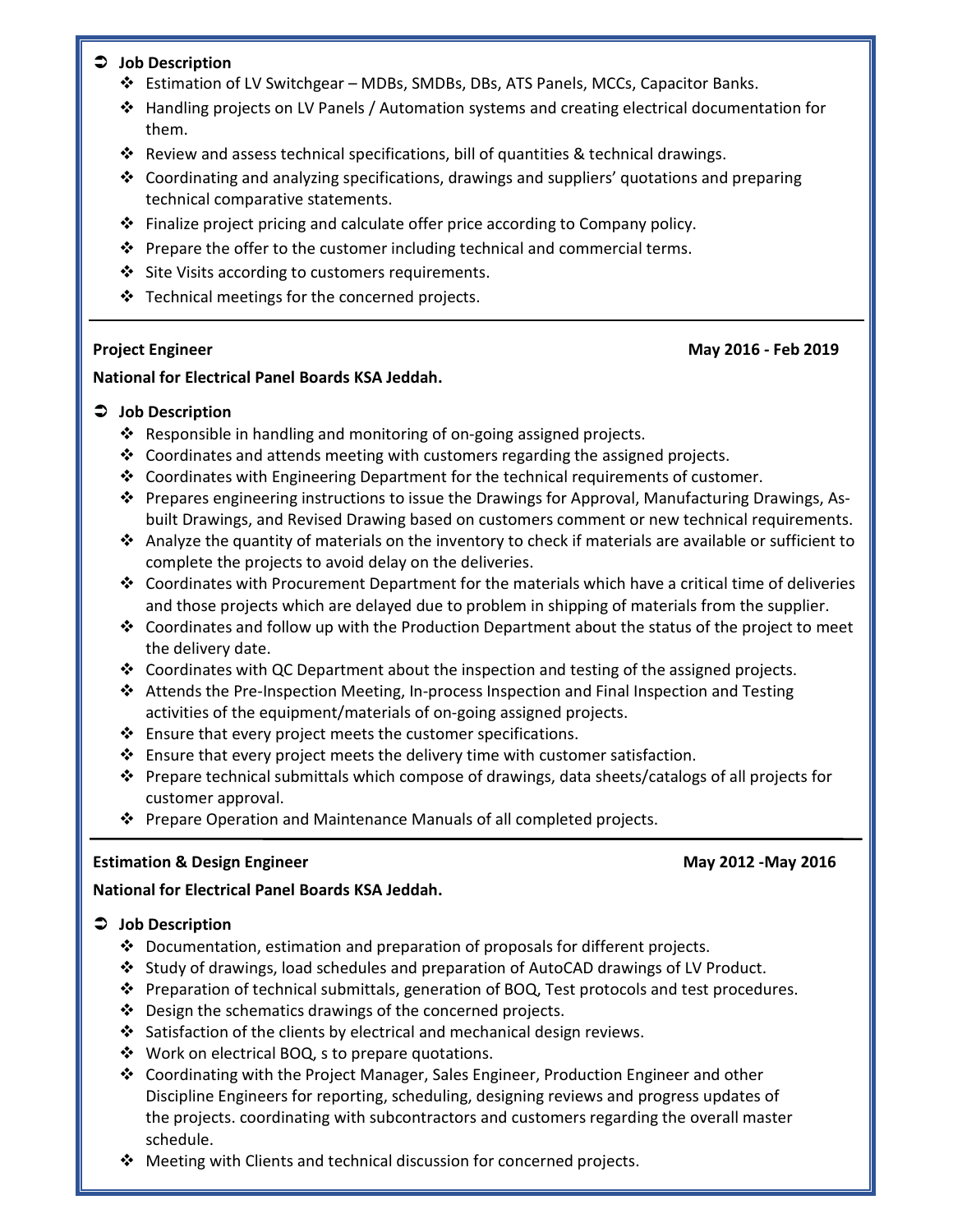**➲ Job Description**

- ❖ Estimation of LV Switchgear – MDBs, SMDBs, DBs, ATS Panels, MCCs, Capacitor Banks.
- ❖ Handling projects on LV Panels / Automation systems and creating electrical documentation for them.
- ❖ Review and assess technical specifications, bill of quantities & technical drawings.
- ❖ Coordinating and analyzing specifications, drawings and suppliers' quotations and preparing technical comparative statements.
- ❖ Finalize project pricing and calculate offer price according to Company policy.
- ❖ Prepare the offer to the customer including technical and commercial terms.
- ❖ Site Visits according to customers requirements.
- ❖ Technical meetings for the concerned projects.

---

**Project Engineer** **May 2016 - Feb 2019**

**National for Electrical Panel Boards KSA Jeddah.**

**➲ Job Description**

- ❖ Responsible in handling and monitoring of on-going assigned projects.
- ❖ Coordinates and attends meeting with customers regarding the assigned projects.
- ❖ Coordinates with Engineering Department for the technical requirements of customer.
- ❖ Prepares engineering instructions to issue the Drawings for Approval, Manufacturing Drawings, As-built Drawings, and Revised Drawing based on customers comment or new technical requirements.
- ❖ Analyze the quantity of materials on the inventory to check if materials are available or sufficient to complete the projects to avoid delay on the deliveries.
- ❖ Coordinates with Procurement Department for the materials which have a critical time of deliveries and those projects which are delayed due to problem in shipping of materials from the supplier.
- ❖ Coordinates and follow up with the Production Department about the status of the project to meet the delivery date.
- ❖ Coordinates with QC Department about the inspection and testing of the assigned projects.
- ❖ Attends the Pre-Inspection Meeting, In-process Inspection and Final Inspection and Testing activities of the equipment/materials of on-going assigned projects.
- ❖ Ensure that every project meets the customer specifications.
- ❖ Ensure that every project meets the delivery time with customer satisfaction.
- ❖ Prepare technical submittals which compose of drawings, data sheets/catalogs of all projects for customer approval.
- ❖ Prepare Operation and Maintenance Manuals of all completed projects.

---

**Estimation & Design Engineer** **May 2012 -May 2016**

**National for Electrical Panel Boards KSA Jeddah.**

**➲ Job Description**

- ❖ Documentation, estimation and preparation of proposals for different projects.
- ❖ Study of drawings, load schedules and preparation of AutoCAD drawings of LV Product.
- ❖ Preparation of technical submittals, generation of BOQ, Test protocols and test procedures.
- ❖ Design the schematics drawings of the concerned projects.
- ❖ Satisfaction of the clients by electrical and mechanical design reviews.
- ❖ Work on electrical BOQ, s to prepare quotations.
- ❖ Coordinating with the Project Manager, Sales Engineer, Production Engineer and other Discipline Engineers for reporting, scheduling, designing reviews and progress updates of the projects. coordinating with subcontractors and customers regarding the overall master schedule.
- ❖ Meeting with Clients and technical discussion for concerned projects.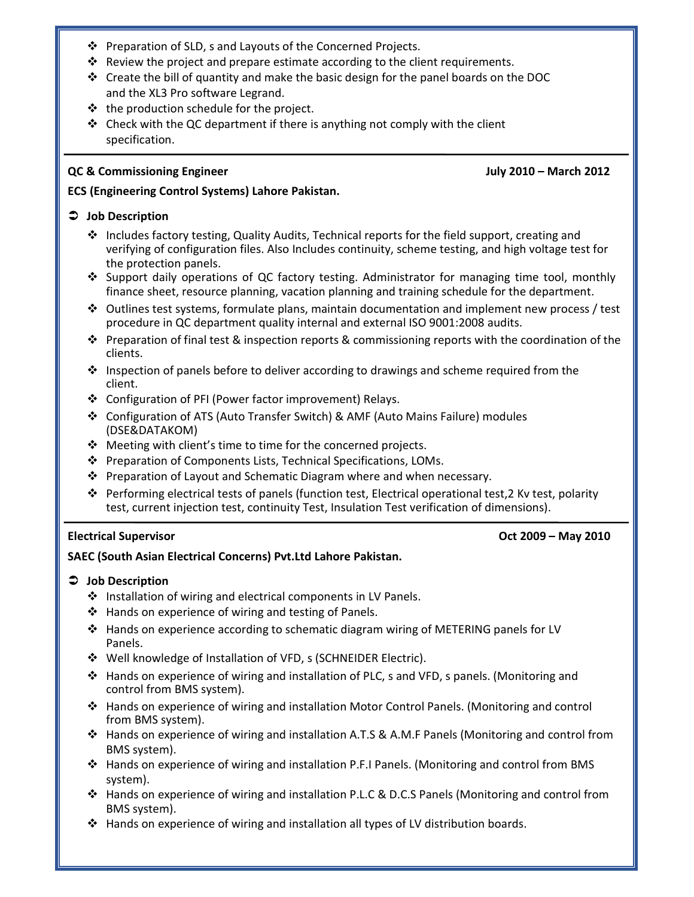- Preparation of SLD, s and Layouts of the Concerned Projects.
- Review the project and prepare estimate according to the client requirements.
- Create the bill of quantity and make the basic design for the panel boards on the DOC and the XL3 Pro software Legrand.
- the production schedule for the project.
- Check with the QC department if there is anything not comply with the client specification.

---

**QC & Commissioning Engineer** **July 2010 – March 2012**

**ECS (Engineering Control Systems) Lahore Pakistan.**

➲ **Job Description**

- Includes factory testing, Quality Audits, Technical reports for the field support, creating and verifying of configuration files. Also Includes continuity, scheme testing, and high voltage test for the protection panels.
- Support daily operations of QC factory testing. Administrator for managing time tool, monthly finance sheet, resource planning, vacation planning and training schedule for the department.
- Outlines test systems, formulate plans, maintain documentation and implement new process / test procedure in QC department quality internal and external ISO 9001:2008 audits.
- Preparation of final test & inspection reports & commissioning reports with the coordination of the clients.
- Inspection of panels before to deliver according to drawings and scheme required from the client.
- Configuration of PFI (Power factor improvement) Relays.
- Configuration of ATS (Auto Transfer Switch) & AMF (Auto Mains Failure) modules (DSE&DATAKOM)
- Meeting with client's time to time for the concerned projects.
- Preparation of Components Lists, Technical Specifications, LOMs.
- Preparation of Layout and Schematic Diagram where and when necessary.
- Performing electrical tests of panels (function test, Electrical operational test,2 Kv test, polarity test, current injection test, continuity Test, Insulation Test verification of dimensions).

---

**Electrical Supervisor** **Oct 2009 – May 2010**

**SAEC (South Asian Electrical Concerns) Pvt.Ltd Lahore Pakistan.**

➲ **Job Description**

- Installation of wiring and electrical components in LV Panels.
- Hands on experience of wiring and testing of Panels.
- Hands on experience according to schematic diagram wiring of METERING panels for LV Panels.
- Well knowledge of Installation of VFD, s (SCHNEIDER Electric).
- Hands on experience of wiring and installation of PLC, s and VFD, s panels. (Monitoring and control from BMS system).
- Hands on experience of wiring and installation Motor Control Panels. (Monitoring and control from BMS system).
- Hands on experience of wiring and installation A.T.S & A.M.F Panels (Monitoring and control from BMS system).
- Hands on experience of wiring and installation P.F.I Panels. (Monitoring and control from BMS system).
- Hands on experience of wiring and installation P.L.C & D.C.S Panels (Monitoring and control from BMS system).
- Hands on experience of wiring and installation all types of LV distribution boards.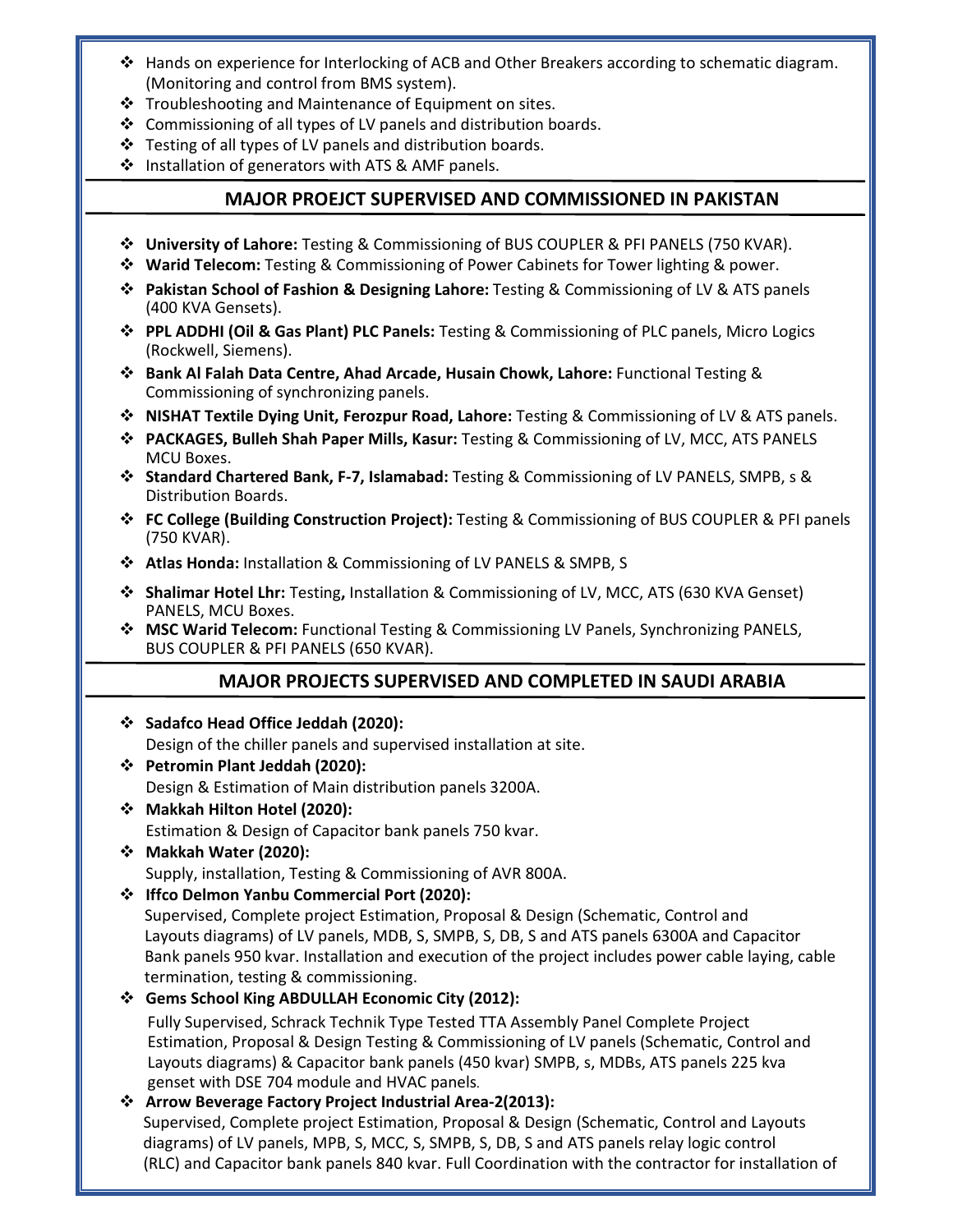- Hands on experience for Interlocking of ACB and Other Breakers according to schematic diagram. (Monitoring and control from BMS system).
- Troubleshooting and Maintenance of Equipment on sites.
- Commissioning of all types of LV panels and distribution boards.
- Testing of all types of LV panels and distribution boards.
- Installation of generators with ATS & AMF panels.

## MAJOR PROEJCT SUPERVISED AND COMMISSIONED IN PAKISTAN

- **University of Lahore:** Testing & Commissioning of BUS COUPLER & PFI PANELS (750 KVAR).
- **Warid Telecom:** Testing & Commissioning of Power Cabinets for Tower lighting & power.
- **Pakistan School of Fashion & Designing Lahore:** Testing & Commissioning of LV & ATS panels (400 KVA Gensets).
- **PPL ADDHI (Oil & Gas Plant) PLC Panels:** Testing & Commissioning of PLC panels, Micro Logics (Rockwell, Siemens).
- **Bank Al Falah Data Centre, Ahad Arcade, Husain Chowk, Lahore:** Functional Testing & Commissioning of synchronizing panels.
- **NISHAT Textile Dying Unit, Ferozpur Road, Lahore:** Testing & Commissioning of LV & ATS panels.
- **PACKAGES, Bulleh Shah Paper Mills, Kasur:** Testing & Commissioning of LV, MCC, ATS PANELS MCU Boxes.
- **Standard Chartered Bank, F-7, Islamabad:** Testing & Commissioning of LV PANELS, SMPB, s & Distribution Boards.
- **FC College (Building Construction Project):** Testing & Commissioning of BUS COUPLER & PFI panels (750 KVAR).
- **Atlas Honda:** Installation & Commissioning of LV PANELS & SMPB, S
- **Shalimar Hotel Lhr:** Testing**,** Installation & Commissioning of LV, MCC, ATS (630 KVA Genset) PANELS, MCU Boxes.
- **MSC Warid Telecom:** Functional Testing & Commissioning LV Panels, Synchronizing PANELS, BUS COUPLER & PFI PANELS (650 KVAR).

## MAJOR PROJECTS SUPERVISED AND COMPLETED IN SAUDI ARABIA

- **Sadafco Head Office Jeddah (2020):**
  Design of the chiller panels and supervised installation at site.
- **Petromin Plant Jeddah (2020):**
  Design & Estimation of Main distribution panels 3200A.
- **Makkah Hilton Hotel (2020):**
  Estimation & Design of Capacitor bank panels 750 kvar.
- **Makkah Water (2020):**
  Supply, installation, Testing & Commissioning of AVR 800A.
- **Iffco Delmon Yanbu Commercial Port (2020):**
  Supervised, Complete project Estimation, Proposal & Design (Schematic, Control and Layouts diagrams) of LV panels, MDB, S, SMPB, S, DB, S and ATS panels 6300A and Capacitor Bank panels 950 kvar. Installation and execution of the project includes power cable laying, cable termination, testing & commissioning.
- **Gems School King ABDULLAH Economic City (2012):**
  Fully Supervised, Schrack Technik Type Tested TTA Assembly Panel Complete Project Estimation, Proposal & Design Testing & Commissioning of LV panels (Schematic, Control and Layouts diagrams) & Capacitor bank panels (450 kvar) SMPB, s, MDBs, ATS panels 225 kva genset with DSE 704 module and HVAC panels.
- **Arrow Beverage Factory Project Industrial Area-2(2013):**
  Supervised, Complete project Estimation, Proposal & Design (Schematic, Control and Layouts diagrams) of LV panels, MPB, S, MCC, S, SMPB, S, DB, S and ATS panels relay logic control (RLC) and Capacitor bank panels 840 kvar. Full Coordination with the contractor for installation of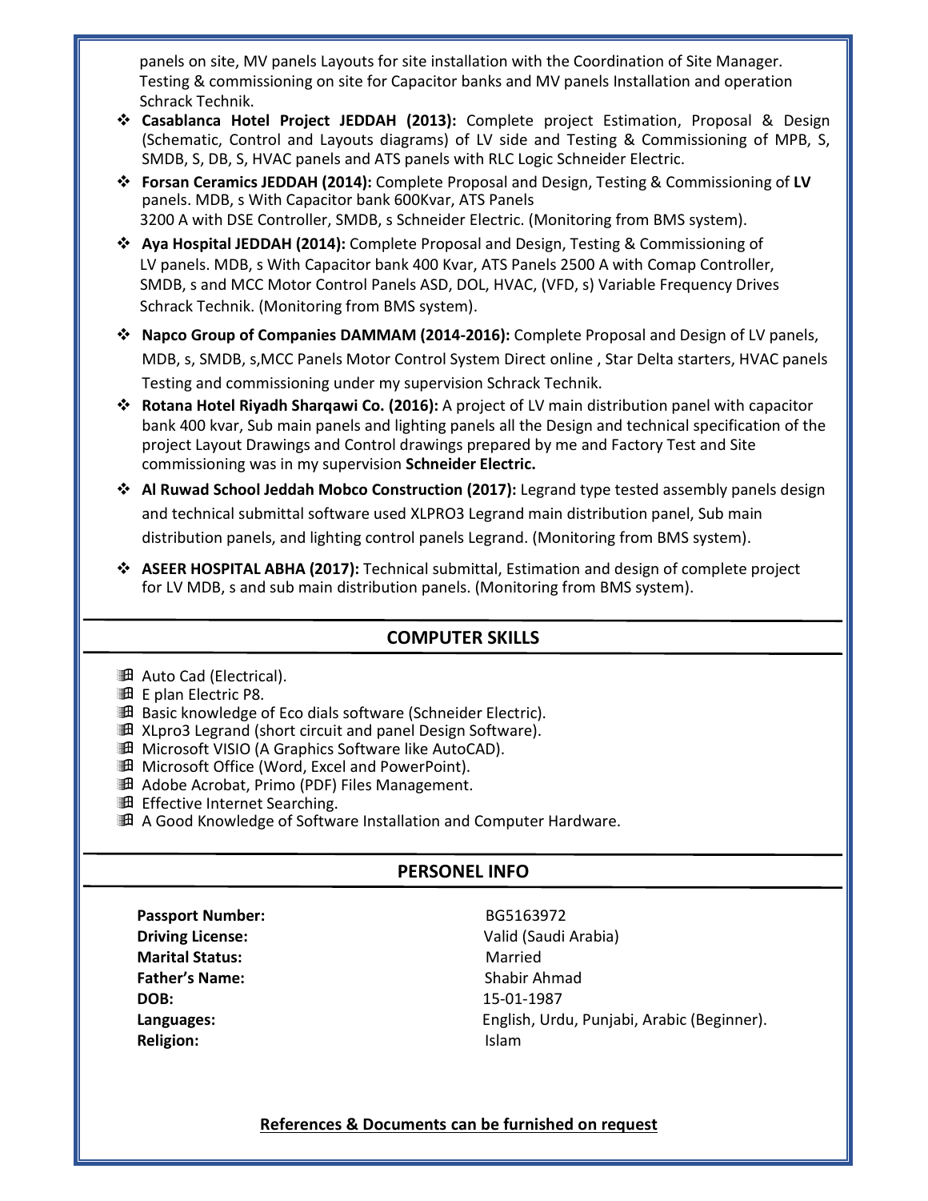panels on site, MV panels Layouts for site installation with the Coordination of Site Manager. Testing & commissioning on site for Capacitor banks and MV panels Installation and operation Schrack Technik.

- **Casablanca Hotel Project JEDDAH (2013):** Complete project Estimation, Proposal & Design (Schematic, Control and Layouts diagrams) of LV side and Testing & Commissioning of MPB, S, SMDB, S, DB, S, HVAC panels and ATS panels with RLC Logic Schneider Electric.
- **Forsan Ceramics JEDDAH (2014):** Complete Proposal and Design, Testing & Commissioning of **LV** panels. MDB, s With Capacitor bank 600Kvar, ATS Panels 3200 A with DSE Controller, SMDB, s Schneider Electric. (Monitoring from BMS system).
- **Aya Hospital JEDDAH (2014):** Complete Proposal and Design, Testing & Commissioning of LV panels. MDB, s With Capacitor bank 400 Kvar, ATS Panels 2500 A with Comap Controller, SMDB, s and MCC Motor Control Panels ASD, DOL, HVAC, (VFD, s) Variable Frequency Drives Schrack Technik. (Monitoring from BMS system).
- **Napco Group of Companies DAMMAM (2014-2016):** Complete Proposal and Design of LV panels, MDB, s, SMDB, s,MCC Panels Motor Control System Direct online , Star Delta starters, HVAC panels Testing and commissioning under my supervision Schrack Technik.
- **Rotana Hotel Riyadh Sharqawi Co. (2016):** A project of LV main distribution panel with capacitor bank 400 kvar, Sub main panels and lighting panels all the Design and technical specification of the project Layout Drawings and Control drawings prepared by me and Factory Test and Site commissioning was in my supervision **Schneider Electric.**
- **Al Ruwad School Jeddah Mobco Construction (2017):** Legrand type tested assembly panels design and technical submittal software used XLPRO3 Legrand main distribution panel, Sub main distribution panels, and lighting control panels Legrand. (Monitoring from BMS system).
- **ASEER HOSPITAL ABHA (2017):** Technical submittal, Estimation and design of complete project for LV MDB, s and sub main distribution panels. (Monitoring from BMS system).

## COMPUTER SKILLS

- Auto Cad (Electrical).
- E plan Electric P8.
- Basic knowledge of Eco dials software (Schneider Electric).
- XLpro3 Legrand (short circuit and panel Design Software).
- Microsoft VISIO (A Graphics Software like AutoCAD).
- Microsoft Office (Word, Excel and PowerPoint).
- Adobe Acrobat, Primo (PDF) Files Management.
- Effective Internet Searching.
- A Good Knowledge of Software Installation and Computer Hardware.

## PERSONEL INFO

| | |
|---|---|
| **Passport Number:** | BG5163972 |
| **Driving License:** | Valid (Saudi Arabia) |
| **Marital Status:** | Married |
| **Father's Name:** | Shabir Ahmad |
| **DOB:** | 15-01-1987 |
| **Languages:** | English, Urdu, Punjabi, Arabic (Beginner). |
| **Religion:** | Islam |

**References & Documents can be furnished on request**